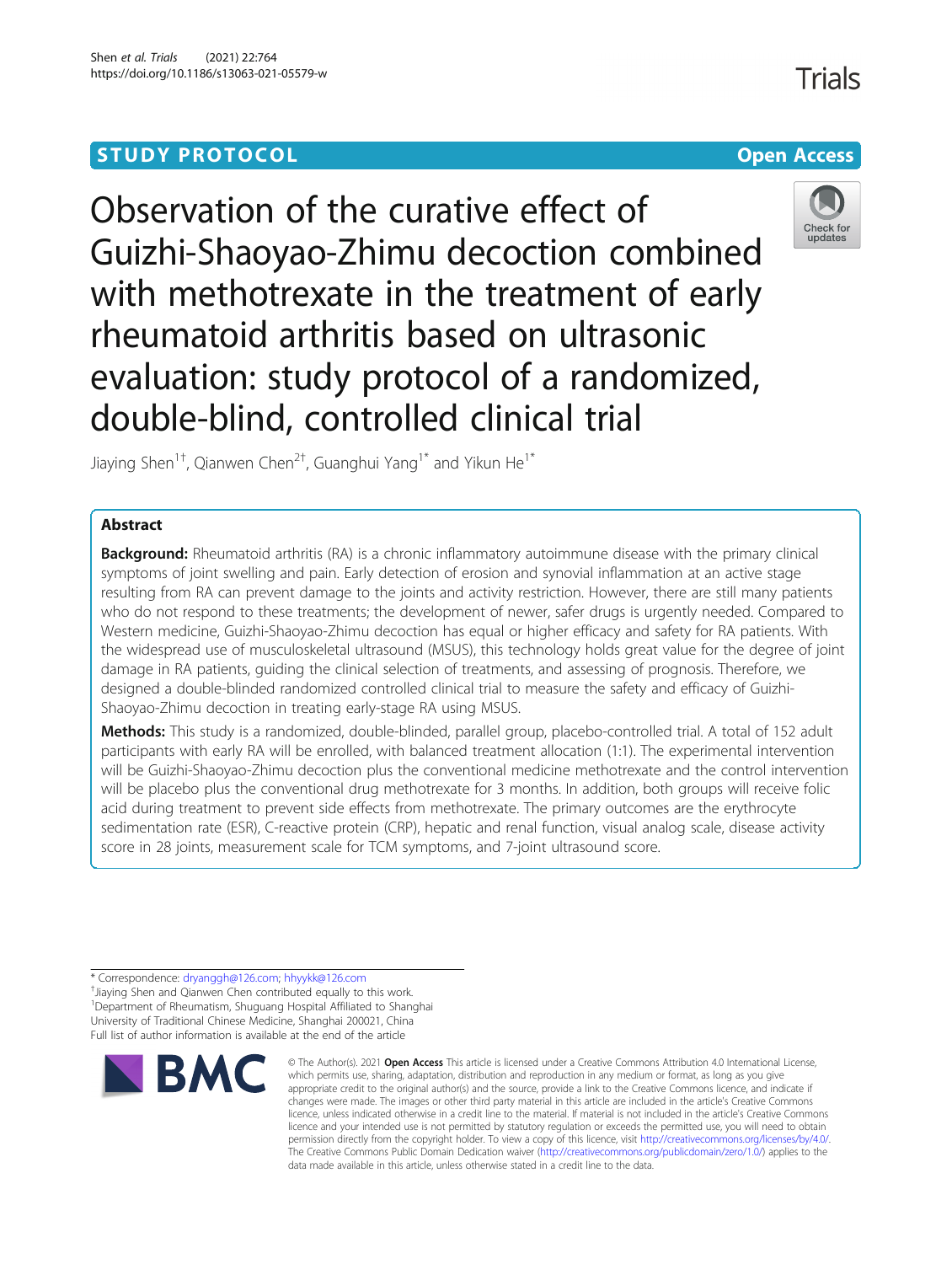STUDY PROTOCOL

Open Access

# Observation of the curative effect of Guizhi-Shaoyao-Zhimu decoction combined with methotrexate in the treatment of early rheumatoid arthritis based on ultrasonic evaluation: study protocol of a randomized, double-blind, controlled clinical trial

Jiaying Shen[1†], Qianwen Chen[2†], Guanghui Yang[1*] and Yikun He[1*]

## Abstract

**Background:** Rheumatoid arthritis (RA) is a chronic inflammatory autoimmune disease with the primary clinical symptoms of joint swelling and pain. Early detection of erosion and synovial inflammation at an active stage resulting from RA can prevent damage to the joints and activity restriction. However, there are still many patients who do not respond to these treatments; the development of newer, safer drugs is urgently needed. Compared to Western medicine, Guizhi-Shaoyao-Zhimu decoction has equal or higher efficacy and safety for RA patients. With the widespread use of musculoskeletal ultrasound (MSUS), this technology holds great value for the degree of joint damage in RA patients, guiding the clinical selection of treatments, and assessing of prognosis. Therefore, we designed a double-blinded randomized controlled clinical trial to measure the safety and efficacy of Guizhi-Shaoyao-Zhimu decoction in treating early-stage RA using MSUS.

**Methods:** This study is a randomized, double-blinded, parallel group, placebo-controlled trial. A total of 152 adult participants with early RA will be enrolled, with balanced treatment allocation (1:1). The experimental intervention will be Guizhi-Shaoyao-Zhimu decoction plus the conventional medicine methotrexate and the control intervention will be placebo plus the conventional drug methotrexate for 3 months. In addition, both groups will receive folic acid during treatment to prevent side effects from methotrexate. The primary outcomes are the erythrocyte sedimentation rate (ESR), C-reactive protein (CRP), hepatic and renal function, visual analog scale, disease activity score in 28 joints, measurement scale for TCM symptoms, and 7-joint ultrasound score.

\* Correspondence: dryanggh@126.com; hhyykk@126.com
†Jiaying Shen and Qianwen Chen contributed equally to this work.
[1]Department of Rheumatism, Shuguang Hospital Affiliated to Shanghai University of Traditional Chinese Medicine, Shanghai 200021, China
Full list of author information is available at the end of the article

© The Author(s). 2021 **Open Access** This article is licensed under a Creative Commons Attribution 4.0 International License, which permits use, sharing, adaptation, distribution and reproduction in any medium or format, as long as you give appropriate credit to the original author(s) and the source, provide a link to the Creative Commons licence, and indicate if changes were made. The images or other third party material in this article are included in the article's Creative Commons licence, unless indicated otherwise in a credit line to the material. If material is not included in the article's Creative Commons licence and your intended use is not permitted by statutory regulation or exceeds the permitted use, you will need to obtain permission directly from the copyright holder. To view a copy of this licence, visit http://creativecommons.org/licenses/by/4.0/. The Creative Commons Public Domain Dedication waiver (http://creativecommons.org/publicdomain/zero/1.0/) applies to the data made available in this article, unless otherwise stated in a credit line to the data.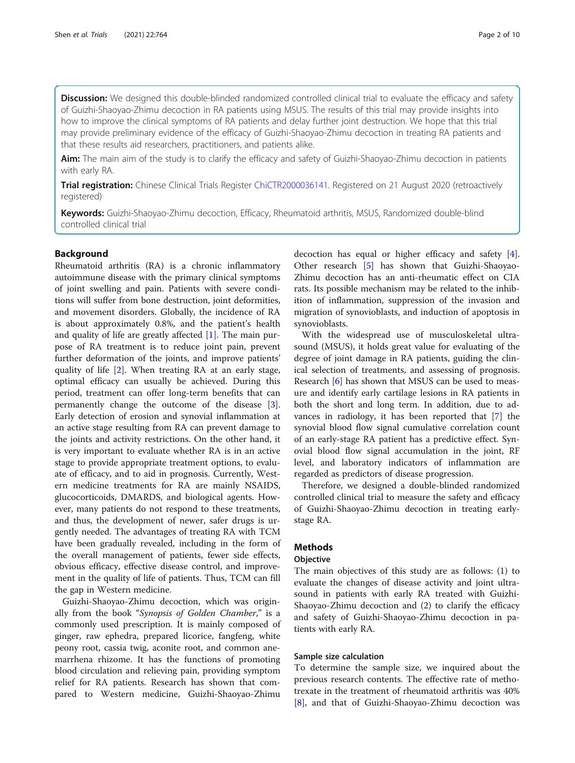**Discussion:** We designed this double-blinded randomized controlled clinical trial to evaluate the efficacy and safety of Guizhi-Shaoyao-Zhimu decoction in RA patients using MSUS. The results of this trial may provide insights into how to improve the clinical symptoms of RA patients and delay further joint destruction. We hope that this trial may provide preliminary evidence of the efficacy of Guizhi-Shaoyao-Zhimu decoction in treating RA patients and that these results aid researchers, practitioners, and patients alike.

**Aim:** The main aim of the study is to clarify the efficacy and safety of Guizhi-Shaoyao-Zhimu decoction in patients with early RA.

**Trial registration:** Chinese Clinical Trials Register ChiCTR2000036141. Registered on 21 August 2020 (retroactively registered)

**Keywords:** Guizhi-Shaoyao-Zhimu decoction, Efficacy, Rheumatoid arthritis, MSUS, Randomized double-blind controlled clinical trial

## Background

Rheumatoid arthritis (RA) is a chronic inflammatory autoimmune disease with the primary clinical symptoms of joint swelling and pain. Patients with severe conditions will suffer from bone destruction, joint deformities, and movement disorders. Globally, the incidence of RA is about approximately 0.8%, and the patient's health and quality of life are greatly affected [1]. The main purpose of RA treatment is to reduce joint pain, prevent further deformation of the joints, and improve patients' quality of life [2]. When treating RA at an early stage, optimal efficacy can usually be achieved. During this period, treatment can offer long-term benefits that can permanently change the outcome of the disease [3]. Early detection of erosion and synovial inflammation at an active stage resulting from RA can prevent damage to the joints and activity restrictions. On the other hand, it is very important to evaluate whether RA is in an active stage to provide appropriate treatment options, to evaluate of efficacy, and to aid in prognosis. Currently, Western medicine treatments for RA are mainly NSAIDS, glucocorticoids, DMARDS, and biological agents. However, many patients do not respond to these treatments, and thus, the development of newer, safer drugs is urgently needed. The advantages of treating RA with TCM have been gradually revealed, including in the form of the overall management of patients, fewer side effects, obvious efficacy, effective disease control, and improvement in the quality of life of patients. Thus, TCM can fill the gap in Western medicine.

Guizhi-Shaoyao-Zhimu decoction, which was originally from the book "*Synopsis of Golden Chamber*," is a commonly used prescription. It is mainly composed of ginger, raw ephedra, prepared licorice, fangfeng, white peony root, cassia twig, aconite root, and common anemarrhena rhizome. It has the functions of promoting blood circulation and relieving pain, providing symptom relief for RA patients. Research has shown that compared to Western medicine, Guizhi-Shaoyao-Zhimu decoction has equal or higher efficacy and safety [4]. Other research [5] has shown that Guizhi-Shaoyao-Zhimu decoction has an anti-rheumatic effect on CIA rats. Its possible mechanism may be related to the inhibition of inflammation, suppression of the invasion and migration of synovioblasts, and induction of apoptosis in synovioblasts.

With the widespread use of musculoskeletal ultrasound (MSUS), it holds great value for evaluating of the degree of joint damage in RA patients, guiding the clinical selection of treatments, and assessing of prognosis. Research [6] has shown that MSUS can be used to measure and identify early cartilage lesions in RA patients in both the short and long term. In addition, due to advances in radiology, it has been reported that [7] the synovial blood flow signal cumulative correlation count of an early-stage RA patient has a predictive effect. Synovial blood flow signal accumulation in the joint, RF level, and laboratory indicators of inflammation are regarded as predictors of disease progression.

Therefore, we designed a double-blinded randomized controlled clinical trial to measure the safety and efficacy of Guizhi-Shaoyao-Zhimu decoction in treating early-stage RA.

## Methods

### Objective

The main objectives of this study are as follows: (1) to evaluate the changes of disease activity and joint ultrasound in patients with early RA treated with Guizhi-Shaoyao-Zhimu decoction and (2) to clarify the efficacy and safety of Guizhi-Shaoyao-Zhimu decoction in patients with early RA.

### Sample size calculation

To determine the sample size, we inquired about the previous research contents. The effective rate of methotrexate in the treatment of rheumatoid arthritis was 40% [8], and that of Guizhi-Shaoyao-Zhimu decoction was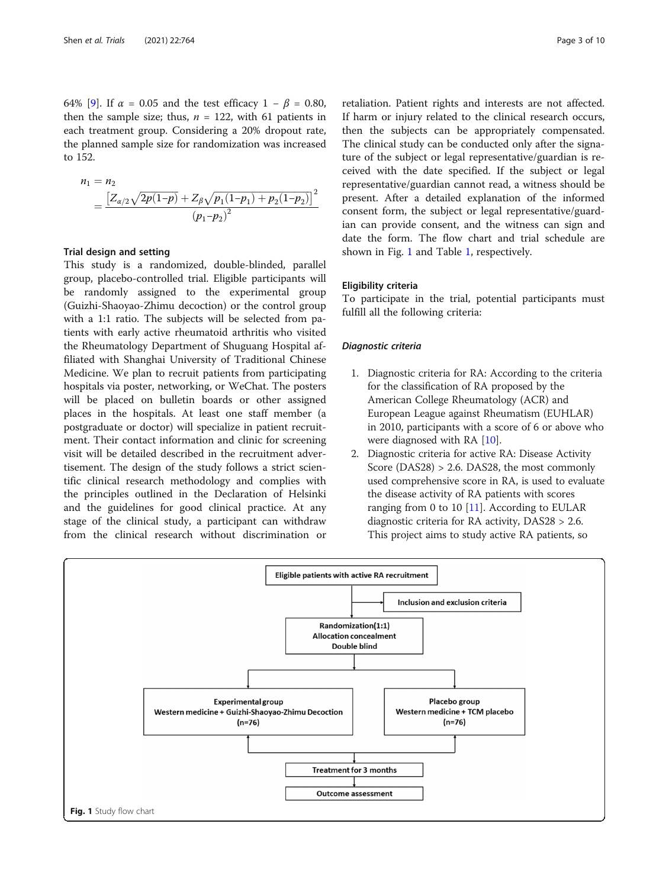64% [9]. If $\alpha$ = 0.05 and the test efficacy $1 - \beta = 0.80$, then the sample size; thus, $n$ = 122, with 61 patients in each treatment group. Considering a 20% dropout rate, the planned sample size for randomization was increased to 152.

$$n_1 = n_2 = \frac{\left[Z_{\alpha/2}\sqrt{2p(1-p)} + Z_{\beta}\sqrt{p_1(1-p_1) + p_2(1-p_2)}\right]^2}{(p_1 - p_2)^2}$$

### Trial design and setting

This study is a randomized, double-blinded, parallel group, placebo-controlled trial. Eligible participants will be randomly assigned to the experimental group (Guizhi-Shaoyao-Zhimu decoction) or the control group with a 1:1 ratio. The subjects will be selected from patients with early active rheumatoid arthritis who visited the Rheumatology Department of Shuguang Hospital affiliated with Shanghai University of Traditional Chinese Medicine. We plan to recruit patients from participating hospitals via poster, networking, or WeChat. The posters will be placed on bulletin boards or other assigned places in the hospitals. At least one staff member (a postgraduate or doctor) will specialize in patient recruitment. Their contact information and clinic for screening visit will be detailed described in the recruitment advertisement. The design of the study follows a strict scientific clinical research methodology and complies with the principles outlined in the Declaration of Helsinki and the guidelines for good clinical practice. At any stage of the clinical study, a participant can withdraw from the clinical research without discrimination or retaliation. Patient rights and interests are not affected. If harm or injury related to the clinical research occurs, then the subjects can be appropriately compensated. The clinical study can be conducted only after the signature of the subject or legal representative/guardian is received with the date specified. If the subject or legal representative/guardian cannot read, a witness should be present. After a detailed explanation of the informed consent form, the subject or legal representative/guardian can provide consent, and the witness can sign and date the form. The flow chart and trial schedule are shown in Fig. 1 and Table 1, respectively.

### Eligibility criteria

To participate in the trial, potential participants must fulfill all the following criteria:

#### *Diagnostic criteria*

1. Diagnostic criteria for RA: According to the criteria for the classification of RA proposed by the American College Rheumatology (ACR) and European League against Rheumatism (EUHLAR) in 2010, participants with a score of 6 or above who were diagnosed with RA [10].
2. Diagnostic criteria for active RA: Disease Activity Score (DAS28) > 2.6. DAS28, the most commonly used comprehensive score in RA, is used to evaluate the disease activity of RA patients with scores ranging from 0 to 10 [11]. According to EULAR diagnostic criteria for RA activity, DAS28 > 2.6. This project aims to study active RA patients, so

Eligible patients with active RA recruitment → Inclusion and exclusion criteria → Randomization(1:1) Allocation concealment Double blind → Experimental group: Western medicine + Guizhi-Shaoyao-Zhimu Decoction (n=76) / Placebo group: Western medicine + TCM placebo (n=76) → Treatment for 3 months → Outcome assessment

**Fig. 1** Study flow chart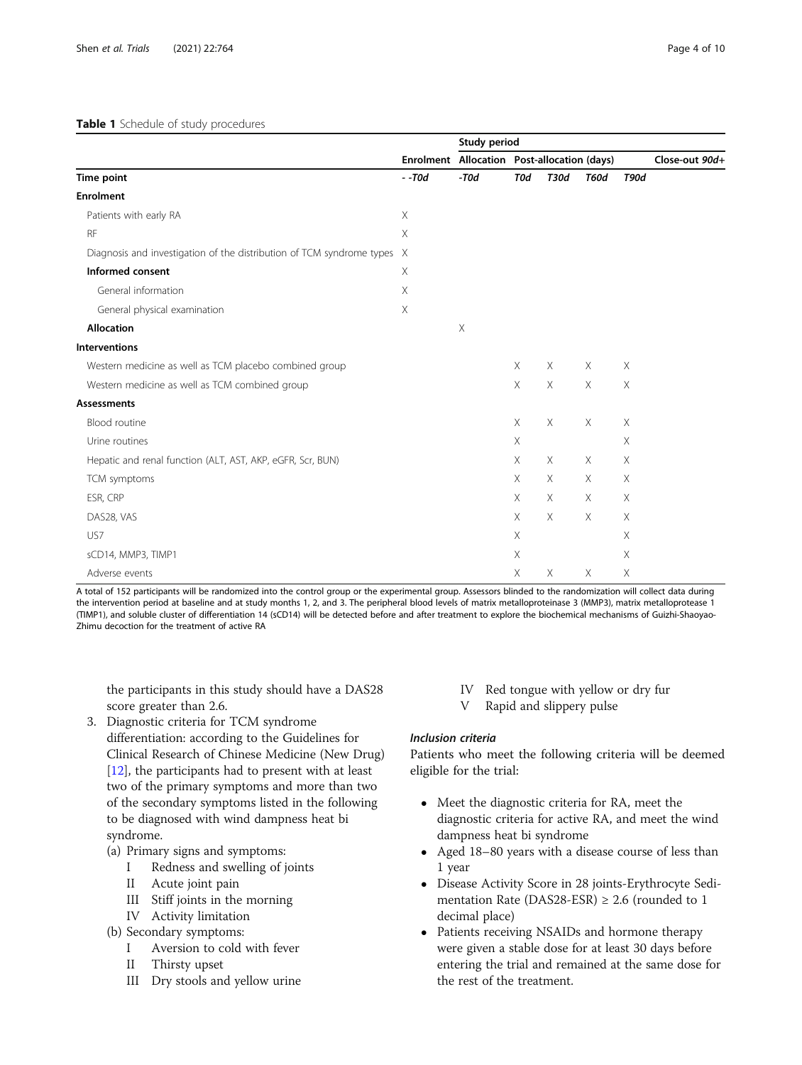**Table 1** Schedule of study procedures

| | Study period | | | | | | |
|---|---|---|---|---|---|---|---|
| | Enrolment | Allocation | Post-allocation (days) | | | | Close-out *90d+* |
| **Time point** | *- -T0d* | *-T0d* | *T0d* | *T30d* | *T60d* | *T90d* | |
| **Enrolment** | | | | | | | |
| Patients with early RA | X | | | | | | |
| RF | X | | | | | | |
| Diagnosis and investigation of the distribution of TCM syndrome types | X | | | | | | |
| **Informed consent** | X | | | | | | |
| General information | X | | | | | | |
| General physical examination | X | | | | | | |
| **Allocation** | | X | | | | | |
| **Interventions** | | | | | | | |
| Western medicine as well as TCM placebo combined group | | | X | X | X | X | |
| Western medicine as well as TCM combined group | | | X | X | X | X | |
| **Assessments** | | | | | | | |
| Blood routine | | | X | X | X | X | |
| Urine routines | | | X | | | X | |
| Hepatic and renal function (ALT, AST, AKP, eGFR, Scr, BUN) | | | X | X | X | X | |
| TCM symptoms | | | X | X | X | X | |
| ESR, CRP | | | X | X | X | X | |
| DAS28, VAS | | | X | X | X | X | |
| US7 | | | X | | | X | |
| sCD14, MMP3, TIMP1 | | | X | | | X | |
| Adverse events | | | X | X | X | X | |

A total of 152 participants will be randomized into the control group or the experimental group. Assessors blinded to the randomization will collect data during the intervention period at baseline and at study months 1, 2, and 3. The peripheral blood levels of matrix metalloproteinase 3 (MMP3), matrix metalloprotease 1 (TIMP1), and soluble cluster of differentiation 14 (sCD14) will be detected before and after treatment to explore the biochemical mechanisms of Guizhi-Shaoyao-Zhimu decoction for the treatment of active RA

the participants in this study should have a DAS28 score greater than 2.6.

3. Diagnostic criteria for TCM syndrome differentiation: according to the Guidelines for Clinical Research of Chinese Medicine (New Drug) [12], the participants had to present with at least two of the primary symptoms and more than two of the secondary symptoms listed in the following to be diagnosed with wind dampness heat bi syndrome.
   (a) Primary signs and symptoms:
      I Redness and swelling of joints
      II Acute joint pain
      III Stiff joints in the morning
      IV Activity limitation
   (b) Secondary symptoms:
      I Aversion to cold with fever
      II Thirsty upset
      III Dry stools and yellow urine
      IV Red tongue with yellow or dry fur
      V Rapid and slippery pulse

#### *Inclusion criteria*

Patients who meet the following criteria will be deemed eligible for the trial:

- Meet the diagnostic criteria for RA, meet the diagnostic criteria for active RA, and meet the wind dampness heat bi syndrome
- Aged 18–80 years with a disease course of less than 1 year
- Disease Activity Score in 28 joints-Erythrocyte Sedimentation Rate (DAS28-ESR) ≥ 2.6 (rounded to 1 decimal place)
- Patients receiving NSAIDs and hormone therapy were given a stable dose for at least 30 days before entering the trial and remained at the same dose for the rest of the treatment.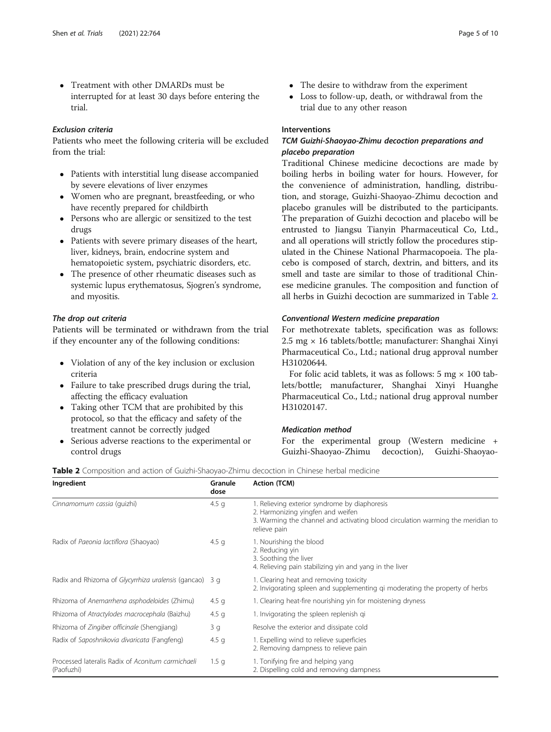- Treatment with other DMARDs must be interrupted for at least 30 days before entering the trial.

#### *Exclusion criteria*

Patients who meet the following criteria will be excluded from the trial:

- Patients with interstitial lung disease accompanied by severe elevations of liver enzymes
- Women who are pregnant, breastfeeding, or who have recently prepared for childbirth
- Persons who are allergic or sensitized to the test drugs
- Patients with severe primary diseases of the heart, liver, kidneys, brain, endocrine system and hematopoietic system, psychiatric disorders, etc.
- The presence of other rheumatic diseases such as systemic lupus erythematosus, Sjogren's syndrome, and myositis.

#### *The drop out criteria*

Patients will be terminated or withdrawn from the trial if they encounter any of the following conditions:

- Violation of any of the key inclusion or exclusion criteria
- Failure to take prescribed drugs during the trial, affecting the efficacy evaluation
- Taking other TCM that are prohibited by this protocol, so that the efficacy and safety of the treatment cannot be correctly judged
- Serious adverse reactions to the experimental or control drugs
- The desire to withdraw from the experiment
- Loss to follow-up, death, or withdrawal from the trial due to any other reason

### Interventions

#### *TCM Guizhi-Shaoyao-Zhimu decoction preparations and placebo preparation*

Traditional Chinese medicine decoctions are made by boiling herbs in boiling water for hours. However, for the convenience of administration, handling, distribution, and storage, Guizhi-Shaoyao-Zhimu decoction and placebo granules will be distributed to the participants. The preparation of Guizhi decoction and placebo will be entrusted to Jiangsu Tianyin Pharmaceutical Co, Ltd., and all operations will strictly follow the procedures stipulated in the Chinese National Pharmacopoeia. The placebo is composed of starch, dextrin, and bitters, and its smell and taste are similar to those of traditional Chinese medicine granules. The composition and function of all herbs in Guizhi decoction are summarized in Table 2.

#### *Conventional Western medicine preparation*

For methotrexate tablets, specification was as follows: 2.5 mg × 16 tablets/bottle; manufacturer: Shanghai Xinyi Pharmaceutical Co., Ltd.; national drug approval number H31020644.

For folic acid tablets, it was as follows: 5 mg × 100 tablets/bottle; manufacturer, Shanghai Xinyi Huanghe Pharmaceutical Co., Ltd.; national drug approval number H31020147.

#### *Medication method*

For the experimental group (Western medicine + Guizhi-Shaoyao-Zhimu decoction), Guizhi-Shaoyao-

**Table 2** Composition and action of Guizhi-Shaoyao-Zhimu decoction in Chinese herbal medicine

| Ingredient | Granule dose | Action (TCM) |
|---|---|---|
| *Cinnamomum cassia* (guizhi) | 4.5 g | 1. Relieving exterior syndrome by diaphoresis<br>2. Harmonizing yingfen and weifen<br>3. Warming the channel and activating blood circulation warming the meridian to relieve pain |
| Radix of *Paeonia lactiflora* (Shaoyao) | 4.5 g | 1. Nourishing the blood<br>2. Reducing yin<br>3. Soothing the liver<br>4. Relieving pain stabilizing yin and yang in the liver |
| Radix and Rhizoma of *Glycyrrhiza uralensis* (gancao) | 3 g | 1. Clearing heat and removing toxicity<br>2. Invigorating spleen and supplementing qi moderating the property of herbs |
| Rhizoma of *Anemarrhena asphodeloides* (Zhimu) | 4.5 g | 1. Clearing heat-fire nourishing yin for moistening dryness |
| Rhizoma of *Atractylodes macrocephala* (Baizhu) | 4.5 g | 1. Invigorating the spleen replenish qi |
| Rhizoma of *Zingiber officinale* (Shengjiang) | 3 g | Resolve the exterior and dissipate cold |
| Radix of *Saposhnikovia divaricata* (Fangfeng) | 4.5 g | 1. Expelling wind to relieve superficies<br>2. Removing dampness to relieve pain |
| Processed lateralis Radix of *Aconitum carmichaeli* (Paofuzhi) | 1.5 g | 1. Tonifying fire and helping yang<br>2. Dispelling cold and removing dampness |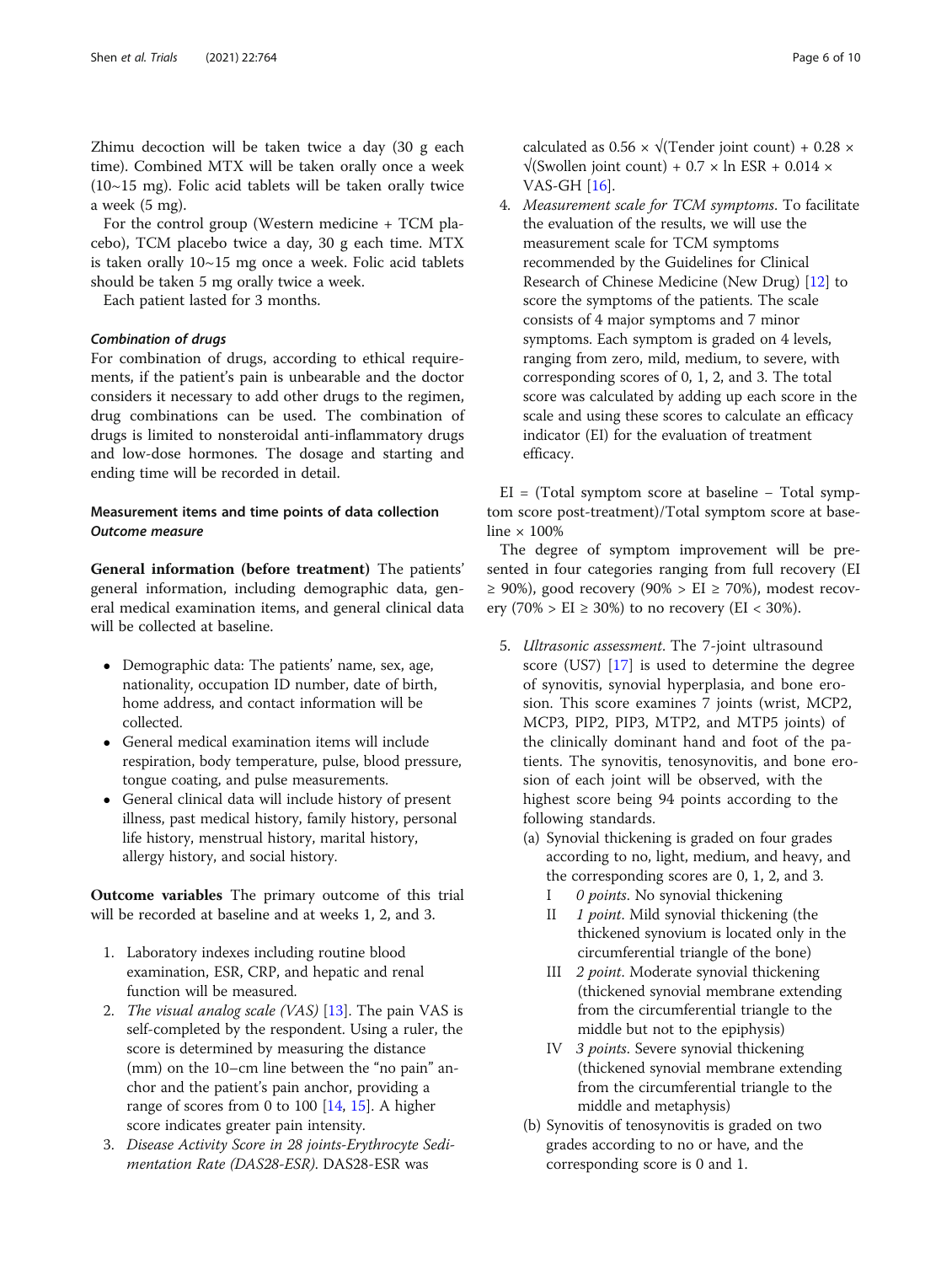Zhimu decoction will be taken twice a day (30 g each time). Combined MTX will be taken orally once a week (10~15 mg). Folic acid tablets will be taken orally twice a week (5 mg).

For the control group (Western medicine + TCM placebo), TCM placebo twice a day, 30 g each time. MTX is taken orally 10~15 mg once a week. Folic acid tablets should be taken 5 mg orally twice a week.

Each patient lasted for 3 months.

#### *Combination of drugs*

For combination of drugs, according to ethical requirements, if the patient's pain is unbearable and the doctor considers it necessary to add other drugs to the regimen, drug combinations can be used. The combination of drugs is limited to nonsteroidal anti-inflammatory drugs and low-dose hormones. The dosage and starting and ending time will be recorded in detail.

### Measurement items and time points of data collection

#### *Outcome measure*

**General information (before treatment)** The patients' general information, including demographic data, general medical examination items, and general clinical data will be collected at baseline.

- Demographic data: The patients' name, sex, age, nationality, occupation ID number, date of birth, home address, and contact information will be collected.
- General medical examination items will include respiration, body temperature, pulse, blood pressure, tongue coating, and pulse measurements.
- General clinical data will include history of present illness, past medical history, family history, personal life history, menstrual history, marital history, allergy history, and social history.

**Outcome variables** The primary outcome of this trial will be recorded at baseline and at weeks 1, 2, and 3.

1. Laboratory indexes including routine blood examination, ESR, CRP, and hepatic and renal function will be measured.
2. *The visual analog scale (VAS)* [13]. The pain VAS is self-completed by the respondent. Using a ruler, the score is determined by measuring the distance (mm) on the 10–cm line between the "no pain" anchor and the patient's pain anchor, providing a range of scores from 0 to 100 [14, 15]. A higher score indicates greater pain intensity.
3. *Disease Activity Score in 28 joints-Erythrocyte Sedimentation Rate (DAS28-ESR).* DAS28-ESR was calculated as $0.56 \times \sqrt{\text{Tender joint count}} + 0.28 \times \sqrt{\text{Swollen joint count}} + 0.7 \times \ln \text{ESR} + 0.014 \times \text{VAS-GH}$ [16].
4. *Measurement scale for TCM symptoms.* To facilitate the evaluation of the results, we will use the measurement scale for TCM symptoms recommended by the Guidelines for Clinical Research of Chinese Medicine (New Drug) [12] to score the symptoms of the patients. The scale consists of 4 major symptoms and 7 minor symptoms. Each symptom is graded on 4 levels, ranging from zero, mild, medium, to severe, with corresponding scores of 0, 1, 2, and 3. The total score was calculated by adding up each score in the scale and using these scores to calculate an efficacy indicator (EI) for the evaluation of treatment efficacy.

EI = (Total symptom score at baseline − Total symptom score post-treatment)/Total symptom score at baseline × 100%

The degree of symptom improvement will be presented in four categories ranging from full recovery (EI ≥ 90%), good recovery (90% > EI ≥ 70%), modest recovery (70% > EI ≥ 30%) to no recovery (EI < 30%).

5. *Ultrasonic assessment.* The 7-joint ultrasound score (US7) [17] is used to determine the degree of synovitis, synovial hyperplasia, and bone erosion. This score examines 7 joints (wrist, MCP2, MCP3, PIP2, PIP3, MTP2, and MTP5 joints) of the clinically dominant hand and foot of the patients. The synovitis, tenosynovitis, and bone erosion of each joint will be observed, with the highest score being 94 points according to the following standards.
   (a) Synovial thickening is graded on four grades according to no, light, medium, and heavy, and the corresponding scores are 0, 1, 2, and 3.
      I *0 points*. No synovial thickening
      II *1 point*. Mild synovial thickening (the thickened synovium is located only in the circumferential triangle of the bone)
      III *2 point*. Moderate synovial thickening (thickened synovial membrane extending from the circumferential triangle to the middle but not to the epiphysis)
      IV *3 points*. Severe synovial thickening (thickened synovial membrane extending from the circumferential triangle to the middle and metaphysis)
   (b) Synovitis of tenosynovitis is graded on two grades according to no or have, and the corresponding score is 0 and 1.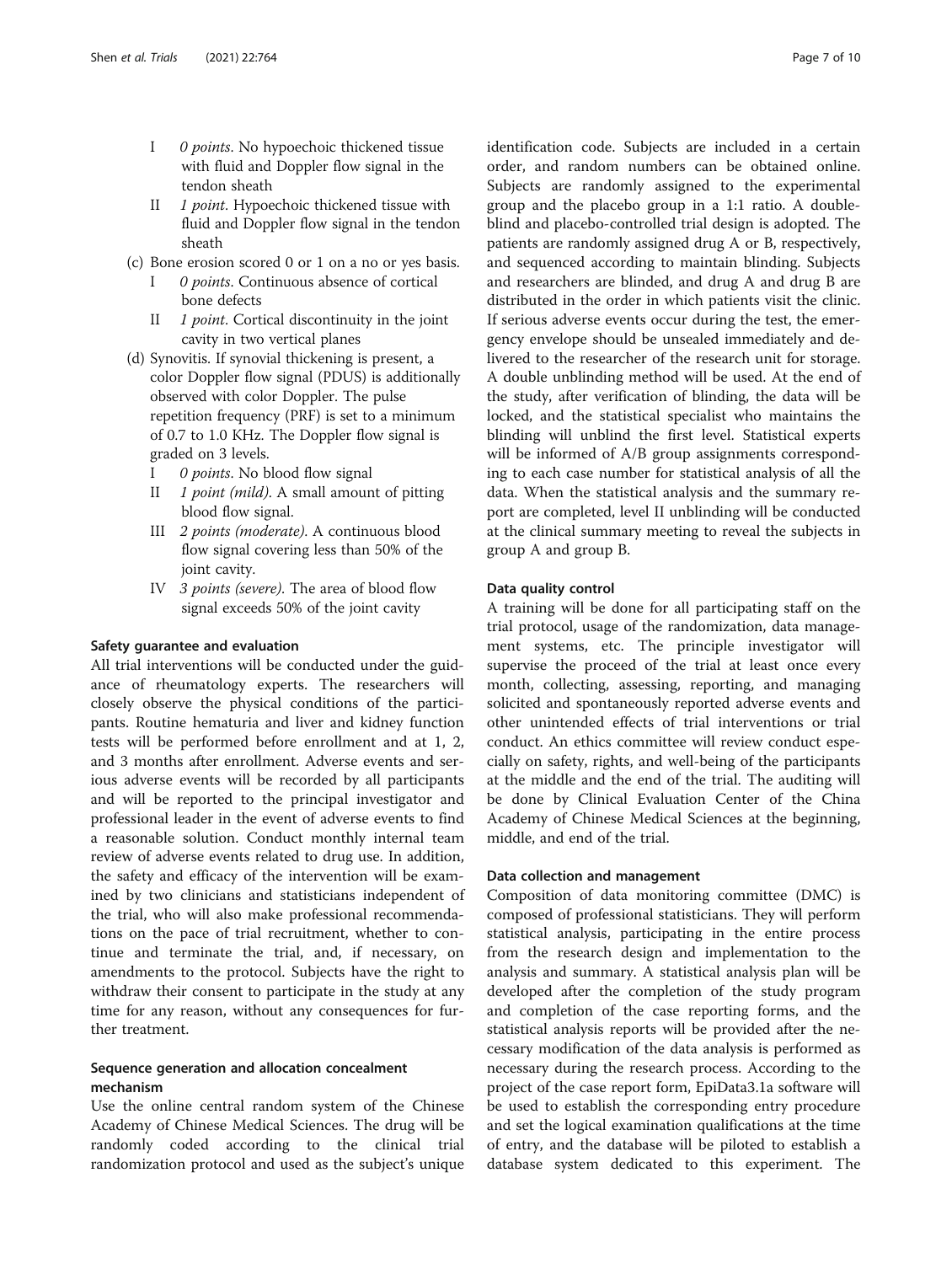- I *0 points*. No hypoechoic thickened tissue with fluid and Doppler flow signal in the tendon sheath
- II *1 point*. Hypoechoic thickened tissue with fluid and Doppler flow signal in the tendon sheath

(c) Bone erosion scored 0 or 1 on a no or yes basis.

- I *0 points*. Continuous absence of cortical bone defects
- II *1 point*. Cortical discontinuity in the joint cavity in two vertical planes

(d) Synovitis. If synovial thickening is present, a color Doppler flow signal (PDUS) is additionally observed with color Doppler. The pulse repetition frequency (PRF) is set to a minimum of 0.7 to 1.0 KHz. The Doppler flow signal is graded on 3 levels.

- I *0 points*. No blood flow signal
- II *1 point (mild)*. A small amount of pitting blood flow signal.
- III *2 points (moderate)*. A continuous blood flow signal covering less than 50% of the joint cavity.
- IV *3 points (severe)*. The area of blood flow signal exceeds 50% of the joint cavity

### Safety guarantee and evaluation

All trial interventions will be conducted under the guidance of rheumatology experts. The researchers will closely observe the physical conditions of the participants. Routine hematuria and liver and kidney function tests will be performed before enrollment and at 1, 2, and 3 months after enrollment. Adverse events and serious adverse events will be recorded by all participants and will be reported to the principal investigator and professional leader in the event of adverse events to find a reasonable solution. Conduct monthly internal team review of adverse events related to drug use. In addition, the safety and efficacy of the intervention will be examined by two clinicians and statisticians independent of the trial, who will also make professional recommendations on the pace of trial recruitment, whether to continue and terminate the trial, and, if necessary, on amendments to the protocol. Subjects have the right to withdraw their consent to participate in the study at any time for any reason, without any consequences for further treatment.

### Sequence generation and allocation concealment mechanism

Use the online central random system of the Chinese Academy of Chinese Medical Sciences. The drug will be randomly coded according to the clinical trial randomization protocol and used as the subject's unique identification code. Subjects are included in a certain order, and random numbers can be obtained online. Subjects are randomly assigned to the experimental group and the placebo group in a 1:1 ratio. A double-blind and placebo-controlled trial design is adopted. The patients are randomly assigned drug A or B, respectively, and sequenced according to maintain blinding. Subjects and researchers are blinded, and drug A and drug B are distributed in the order in which patients visit the clinic. If serious adverse events occur during the test, the emergency envelope should be unsealed immediately and delivered to the researcher of the research unit for storage. A double unblinding method will be used. At the end of the study, after verification of blinding, the data will be locked, and the statistical specialist who maintains the blinding will unblind the first level. Statistical experts will be informed of A/B group assignments corresponding to each case number for statistical analysis of all the data. When the statistical analysis and the summary report are completed, level II unblinding will be conducted at the clinical summary meeting to reveal the subjects in group A and group B.

### Data quality control

A training will be done for all participating staff on the trial protocol, usage of the randomization, data management systems, etc. The principle investigator will supervise the proceed of the trial at least once every month, collecting, assessing, reporting, and managing solicited and spontaneously reported adverse events and other unintended effects of trial interventions or trial conduct. An ethics committee will review conduct especially on safety, rights, and well-being of the participants at the middle and the end of the trial. The auditing will be done by Clinical Evaluation Center of the China Academy of Chinese Medical Sciences at the beginning, middle, and end of the trial.

### Data collection and management

Composition of data monitoring committee (DMC) is composed of professional statisticians. They will perform statistical analysis, participating in the entire process from the research design and implementation to the analysis and summary. A statistical analysis plan will be developed after the completion of the study program and completion of the case reporting forms, and the statistical analysis reports will be provided after the necessary modification of the data analysis is performed as necessary during the research process. According to the project of the case report form, EpiData3.1a software will be used to establish the corresponding entry procedure and set the logical examination qualifications at the time of entry, and the database will be piloted to establish a database system dedicated to this experiment. The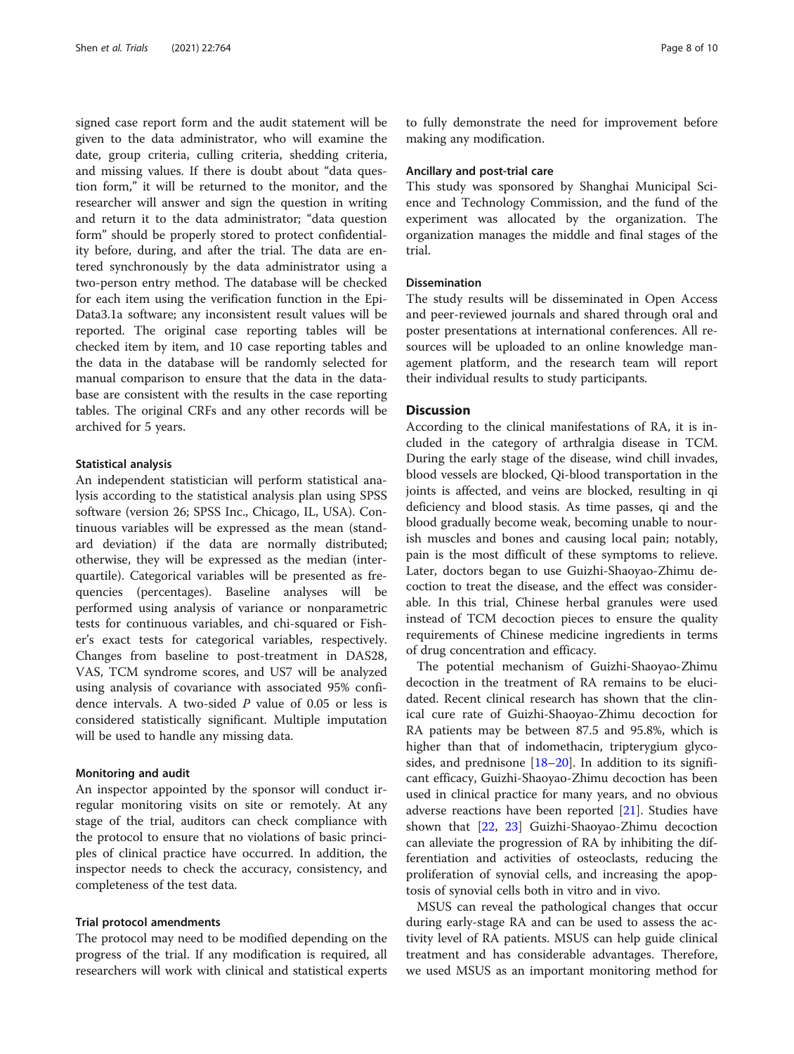signed case report form and the audit statement will be given to the data administrator, who will examine the date, group criteria, culling criteria, shedding criteria, and missing values. If there is doubt about "data question form," it will be returned to the monitor, and the researcher will answer and sign the question in writing and return it to the data administrator; "data question form" should be properly stored to protect confidentiality before, during, and after the trial. The data are entered synchronously by the data administrator using a two-person entry method. The database will be checked for each item using the verification function in the Epi-Data3.1a software; any inconsistent result values will be reported. The original case reporting tables will be checked item by item, and 10 case reporting tables and the data in the database will be randomly selected for manual comparison to ensure that the data in the database are consistent with the results in the case reporting tables. The original CRFs and any other records will be archived for 5 years.

### Statistical analysis

An independent statistician will perform statistical analysis according to the statistical analysis plan using SPSS software (version 26; SPSS Inc., Chicago, IL, USA). Continuous variables will be expressed as the mean (standard deviation) if the data are normally distributed; otherwise, they will be expressed as the median (interquartile). Categorical variables will be presented as frequencies (percentages). Baseline analyses will be performed using analysis of variance or nonparametric tests for continuous variables, and chi-squared or Fisher's exact tests for categorical variables, respectively. Changes from baseline to post-treatment in DAS28, VAS, TCM syndrome scores, and US7 will be analyzed using analysis of covariance with associated 95% confidence intervals. A two-sided $P$ value of 0.05 or less is considered statistically significant. Multiple imputation will be used to handle any missing data.

### Monitoring and audit

An inspector appointed by the sponsor will conduct irregular monitoring visits on site or remotely. At any stage of the trial, auditors can check compliance with the protocol to ensure that no violations of basic principles of clinical practice have occurred. In addition, the inspector needs to check the accuracy, consistency, and completeness of the test data.

### Trial protocol amendments

The protocol may need to be modified depending on the progress of the trial. If any modification is required, all researchers will work with clinical and statistical experts to fully demonstrate the need for improvement before making any modification.

### Ancillary and post-trial care

This study was sponsored by Shanghai Municipal Science and Technology Commission, and the fund of the experiment was allocated by the organization. The organization manages the middle and final stages of the trial.

### Dissemination

The study results will be disseminated in Open Access and peer-reviewed journals and shared through oral and poster presentations at international conferences. All resources will be uploaded to an online knowledge management platform, and the research team will report their individual results to study participants.

## Discussion

According to the clinical manifestations of RA, it is included in the category of arthralgia disease in TCM. During the early stage of the disease, wind chill invades, blood vessels are blocked, Qi-blood transportation in the joints is affected, and veins are blocked, resulting in qi deficiency and blood stasis. As time passes, qi and the blood gradually become weak, becoming unable to nourish muscles and bones and causing local pain; notably, pain is the most difficult of these symptoms to relieve. Later, doctors began to use Guizhi-Shaoyao-Zhimu decoction to treat the disease, and the effect was considerable. In this trial, Chinese herbal granules were used instead of TCM decoction pieces to ensure the quality requirements of Chinese medicine ingredients in terms of drug concentration and efficacy.

The potential mechanism of Guizhi-Shaoyao-Zhimu decoction in the treatment of RA remains to be elucidated. Recent clinical research has shown that the clinical cure rate of Guizhi-Shaoyao-Zhimu decoction for RA patients may be between 87.5 and 95.8%, which is higher than that of indomethacin, tripterygium glycosides, and prednisone [18–20]. In addition to its significant efficacy, Guizhi-Shaoyao-Zhimu decoction has been used in clinical practice for many years, and no obvious adverse reactions have been reported [21]. Studies have shown that [22, 23] Guizhi-Shaoyao-Zhimu decoction can alleviate the progression of RA by inhibiting the differentiation and activities of osteoclasts, reducing the proliferation of synovial cells, and increasing the apoptosis of synovial cells both in vitro and in vivo.

MSUS can reveal the pathological changes that occur during early-stage RA and can be used to assess the activity level of RA patients. MSUS can help guide clinical treatment and has considerable advantages. Therefore, we used MSUS as an important monitoring method for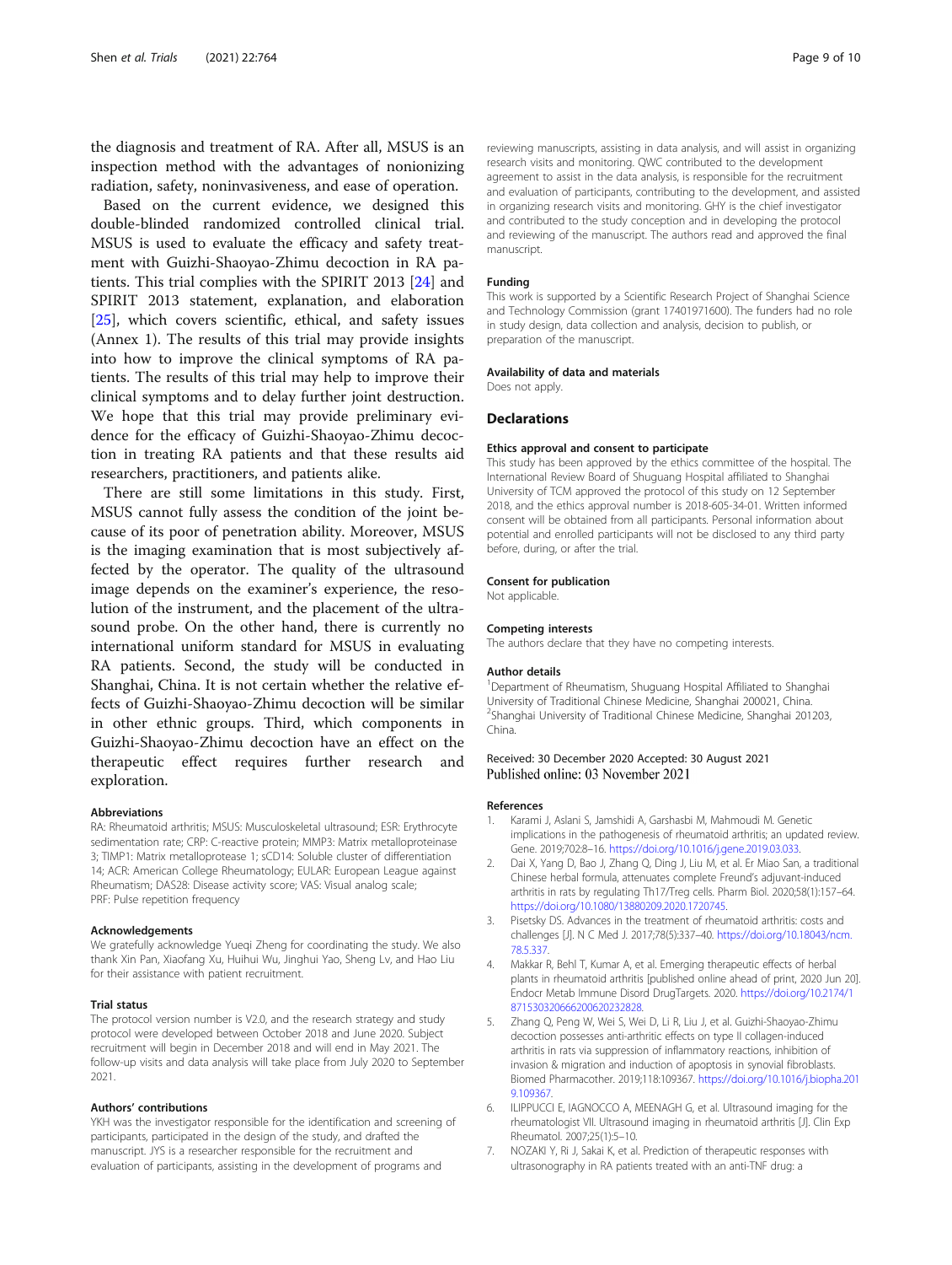the diagnosis and treatment of RA. After all, MSUS is an inspection method with the advantages of nonionizing radiation, safety, noninvasiveness, and ease of operation.

Based on the current evidence, we designed this double-blinded randomized controlled clinical trial. MSUS is used to evaluate the efficacy and safety treatment with Guizhi-Shaoyao-Zhimu decoction in RA patients. This trial complies with the SPIRIT 2013 [24] and SPIRIT 2013 statement, explanation, and elaboration [25], which covers scientific, ethical, and safety issues (Annex 1). The results of this trial may provide insights into how to improve the clinical symptoms of RA patients. The results of this trial may help to improve their clinical symptoms and to delay further joint destruction. We hope that this trial may provide preliminary evidence for the efficacy of Guizhi-Shaoyao-Zhimu decoction in treating RA patients and that these results aid researchers, practitioners, and patients alike.

There are still some limitations in this study. First, MSUS cannot fully assess the condition of the joint because of its poor of penetration ability. Moreover, MSUS is the imaging examination that is most subjectively affected by the operator. The quality of the ultrasound image depends on the examiner's experience, the resolution of the instrument, and the placement of the ultrasound probe. On the other hand, there is currently no international uniform standard for MSUS in evaluating RA patients. Second, the study will be conducted in Shanghai, China. It is not certain whether the relative effects of Guizhi-Shaoyao-Zhimu decoction will be similar in other ethnic groups. Third, which components in Guizhi-Shaoyao-Zhimu decoction have an effect on the therapeutic effect requires further research and exploration.

#### Abbreviations

RA: Rheumatoid arthritis; MSUS: Musculoskeletal ultrasound; ESR: Erythrocyte sedimentation rate; CRP: C-reactive protein; MMP3: Matrix metalloproteinase 3; TIMP1: Matrix metalloprotease 1; sCD14: Soluble cluster of differentiation 14; ACR: American College Rheumatology; EULAR: European League against Rheumatism; DAS28: Disease activity score; VAS: Visual analog scale; PRF: Pulse repetition frequency

#### Acknowledgements

We gratefully acknowledge Yueqi Zheng for coordinating the study. We also thank Xin Pan, Xiaofang Xu, Huihui Wu, Jinghui Yao, Sheng Lv, and Hao Liu for their assistance with patient recruitment.

#### Trial status

The protocol version number is V2.0, and the research strategy and study protocol were developed between October 2018 and June 2020. Subject recruitment will begin in December 2018 and will end in May 2021. The follow-up visits and data analysis will take place from July 2020 to September 2021.

#### Authors' contributions

YKH was the investigator responsible for the identification and screening of participants, participated in the design of the study, and drafted the manuscript. JYS is a researcher responsible for the recruitment and evaluation of participants, assisting in the development of programs and reviewing of manuscripts, assisting in data analysis, and will assist in organizing research visits and monitoring. QWC contributed to the development agreement to assist in the data analysis, is responsible for the recruitment and evaluation of participants, contributing to the development, and assisted in organizing research visits and monitoring. GHY is the chief investigator and contributed to the study conception and in developing the protocol and reviewing of the manuscript. The authors read and approved the final manuscript.

#### Funding

This work is supported by a Scientific Research Project of Shanghai Science and Technology Commission (grant 17401971600). The funders had no role in study design, data collection and analysis, decision to publish, or preparation of the manuscript.

#### Availability of data and materials

Does not apply.

## Declarations

#### Ethics approval and consent to participate

This study has been approved by the ethics committee of the hospital. The International Review Board of Shuguang Hospital affiliated to Shanghai University of TCM approved the protocol of this study on 12 September 2018, and the ethics approval number is 2018-605-34-01. Written informed consent will be obtained from all participants. Personal information about potential and enrolled participants will not be disclosed to any third party before, during, or after the trial.

#### Consent for publication

Not applicable.

#### Competing interests

The authors declare that they have no competing interests.

#### Author details

[1]Department of Rheumatism, Shuguang Hospital Affiliated to Shanghai University of Traditional Chinese Medicine, Shanghai 200021, China. [2]Shanghai University of Traditional Chinese Medicine, Shanghai 201203, China.

Received: 30 December 2020 Accepted: 30 August 2021
Published online: 03 November 2021

#### References

1. Karami J, Aslani S, Jamshidi A, Garshasbi M, Mahmoudi M. Genetic implications in the pathogenesis of rheumatoid arthritis; an updated review. Gene. 2019;702:8–16. https://doi.org/10.1016/j.gene.2019.03.033.
2. Dai X, Yang D, Bao J, Zhang Q, Ding J, Liu M, et al. Er Miao San, a traditional Chinese herbal formula, attenuates complete Freund's adjuvant-induced arthritis in rats by regulating Th17/Treg cells. Pharm Biol. 2020;58(1):157–64. https://doi.org/10.1080/13880209.2020.1720745.
3. Pisetsky DS. Advances in the treatment of rheumatoid arthritis: costs and challenges [J]. N C Med J. 2017;78(5):337–40. https://doi.org/10.18043/ncm.78.5.337.
4. Makkar R, Behl T, Kumar A, et al. Emerging therapeutic effects of herbal plants in rheumatoid arthritis [published online ahead of print, 2020 Jun 20]. Endocr Metab Immune Disord DrugTargets. 2020. https://doi.org/10.2174/1871530320666200620232828.
5. Zhang Q, Peng W, Wei S, Wei D, Li R, Liu J, et al. Guizhi-Shaoyao-Zhimu decoction possesses anti-arthritic effects on type II collagen-induced arthritis in rats via suppression of inflammatory reactions, inhibition of invasion & migration and induction of apoptosis in synovial fibroblasts. Biomed Pharmacother. 2019;118:109367. https://doi.org/10.1016/j.biopha.2019.109367.
6. ILIPPUCCI E, IAGNOCCO A, MEENAGH G, et al. Ultrasound imaging for the rheumatologist VII. Ultrasound imaging in rheumatoid arthritis [J]. Clin Exp Rheumatol. 2007;25(1):5–10.
7. NOZAKI Y, Ri J, Sakai K, et al. Prediction of therapeutic responses with ultrasonography in RA patients treated with an anti-TNF drug: a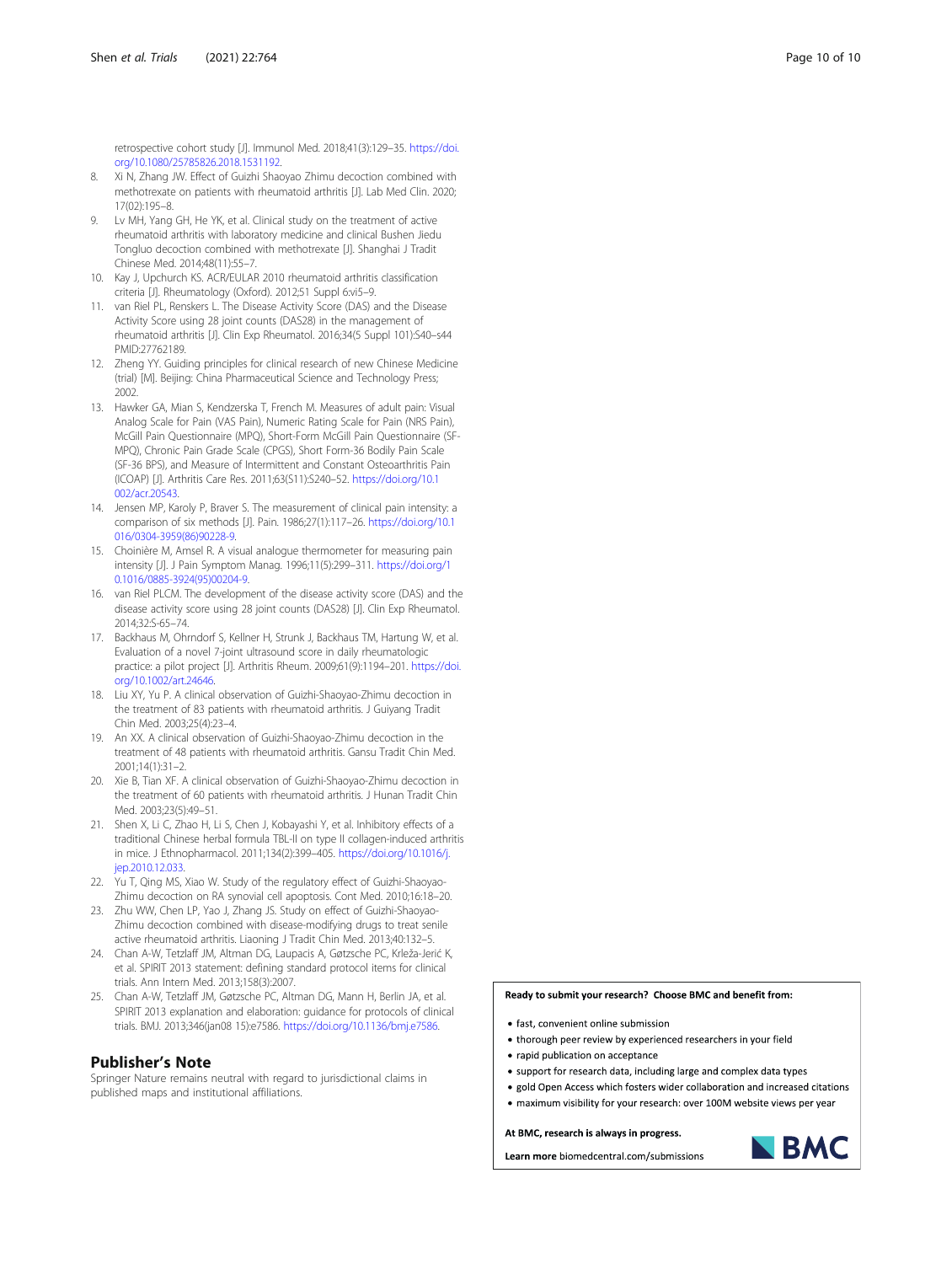retrospective cohort study [J]. Immunol Med. 2018;41(3):129–35. https://doi.org/10.1080/25785826.2018.1531192.

8. Xi N, Zhang JW. Effect of Guizhi Shaoyao Zhimu decoction combined with methothrexate on patients with rheumatoid arthritis [J]. Lab Med Clin. 2020;17(02):195–8.
9. Lv MH, Yang GH, He YK, et al. Clinical study on the treatment of active rheumatoid arthritis with laboratory medicine and clinical Bushen Jiedu Tongluo decoction combined with methotrexate [J]. Shanghai J Tradit Chinese Med. 2014;48(11):55–7.
10. Kay J, Upchurch KS. ACR/EULAR 2010 rheumatoid arthritis classification criteria [J]. Rheumatology (Oxford). 2012;51 Suppl 6:vi5–9.
11. van Riel PL, Renskers L. The Disease Activity Score (DAS) and the Disease Activity Score using 28 joint counts (DAS28) in the management of rheumatoid arthritis [J]. Clin Exp Rheumatol. 2016;34(5 Suppl 101):S40–s44 PMID:27762189.
12. Zheng YY. Guiding principles for clinical research of new Chinese Medicine (trial) [M]. Beijing: China Pharmaceutical Science and Technology Press; 2002.
13. Hawker GA, Mian S, Kendzerska T, French M. Measures of adult pain: Visual Analog Scale for Pain (VAS Pain), Numeric Rating Scale for Pain (NRS Pain), McGill Pain Questionnaire (MPQ), Short-Form McGill Pain Questionnaire (SF-MPQ), Chronic Pain Grade Scale (CPGS), Short Form-36 Bodily Pain Scale (SF-36 BPS), and Measure of Intermittent and Constant Osteoarthritis Pain (ICOAP) [J]. Arthritis Care Res. 2011;63(S11):S240–52. https://doi.org/10.1002/acr.20543.
14. Jensen MP, Karoly P, Braver S. The measurement of clinical pain intensity: a comparison of six methods [J]. Pain. 1986;27(1):117–26. https://doi.org/10.1016/0304-3959(86)90228-9.
15. Choinière M, Amsel R. A visual analogue thermometer for measuring pain intensity [J]. J Pain Symptom Manag. 1996;11(5):299–311. https://doi.org/10.1016/0885-3924(95)00204-9.
16. van Riel PLCM. The development of the disease activity score (DAS) and the disease activity score using 28 joint counts (DAS28) [J]. Clin Exp Rheumatol. 2014;32:S-65–74.
17. Backhaus M, Ohrndorf S, Kellner H, Strunk J, Backhaus TM, Hartung W, et al. Evaluation of a novel 7-joint ultrasound score in daily rheumatologic practice: a pilot project [J]. Arthritis Rheum. 2009;61(9):1194–201. https://doi.org/10.1002/art.24646.
18. Liu XY, Yu P. A clinical observation of Guizhi-Shaoyao-Zhimu decoction in the treatment of 83 patients with rheumatoid arthritis. J Guiyang Tradit Chin Med. 2003;25(4):23–4.
19. An XX. A clinical observation of Guizhi-Shaoyao-Zhimu decoction in the treatment of 48 patients with rheumatoid arthritis. Gansu Tradit Chin Med. 2001;14(1):31–2.
20. Xie B, Tian XF. A clinical observation of Guizhi-Shaoyao-Zhimu decoction in the treatment of 60 patients with rheumatoid arthritis. J Hunan Tradit Chin Med. 2003;23(5):49–51.
21. Shen X, Li C, Zhao H, Li S, Chen J, Kobayashi Y, et al. Inhibitory effects of a traditional Chinese herbal formula TBL-II on type II collagen-induced arthritis in mice. J Ethnopharmacol. 2011;134(2):399–405. https://doi.org/10.1016/j.jep.2010.12.033.
22. Yu T, Qing MS, Xiao W. Study of the regulatory effect of Guizhi-Shaoyao-Zhimu decoction on RA synovial cell apoptosis. Cont Med. 2010;16:18–20.
23. Zhu WW, Chen LP, Yao J, Zhang JS. Study on effect of Guizhi-Shaoyao-Zhimu decoction combined with disease-modifying drugs to treat senile active rheumatoid arthritis. Liaoning J Tradit Chin Med. 2013;40:132–5.
24. Chan A-W, Tetzlaff JM, Altman DG, Laupacis A, Gøtzsche PC, Krleža-Jerić K, et al. SPIRIT 2013 statement: defining standard protocol items for clinical trials. Ann Intern Med. 2013;158(3):2007.
25. Chan A-W, Tetzlaff JM, Gøtzsche PC, Altman DG, Mann H, Berlin JA, et al. SPIRIT 2013 explanation and elaboration: guidance for protocols of clinical trials. BMJ. 2013;346(jan08 15):e7586. https://doi.org/10.1136/bmj.e7586.

## Publisher's Note

Springer Nature remains neutral with regard to jurisdictional claims in published maps and institutional affiliations.

**Ready to submit your research? Choose BMC and benefit from:**

- fast, convenient online submission
- thorough peer review by experienced researchers in your field
- rapid publication on acceptance
- support for research data, including large and complex data types
- gold Open Access which fosters wider collaboration and increased citations
- maximum visibility for your research: over 100M website views per year

**At BMC, research is always in progress.**

**Learn more** biomedcentral.com/submissions

BMC